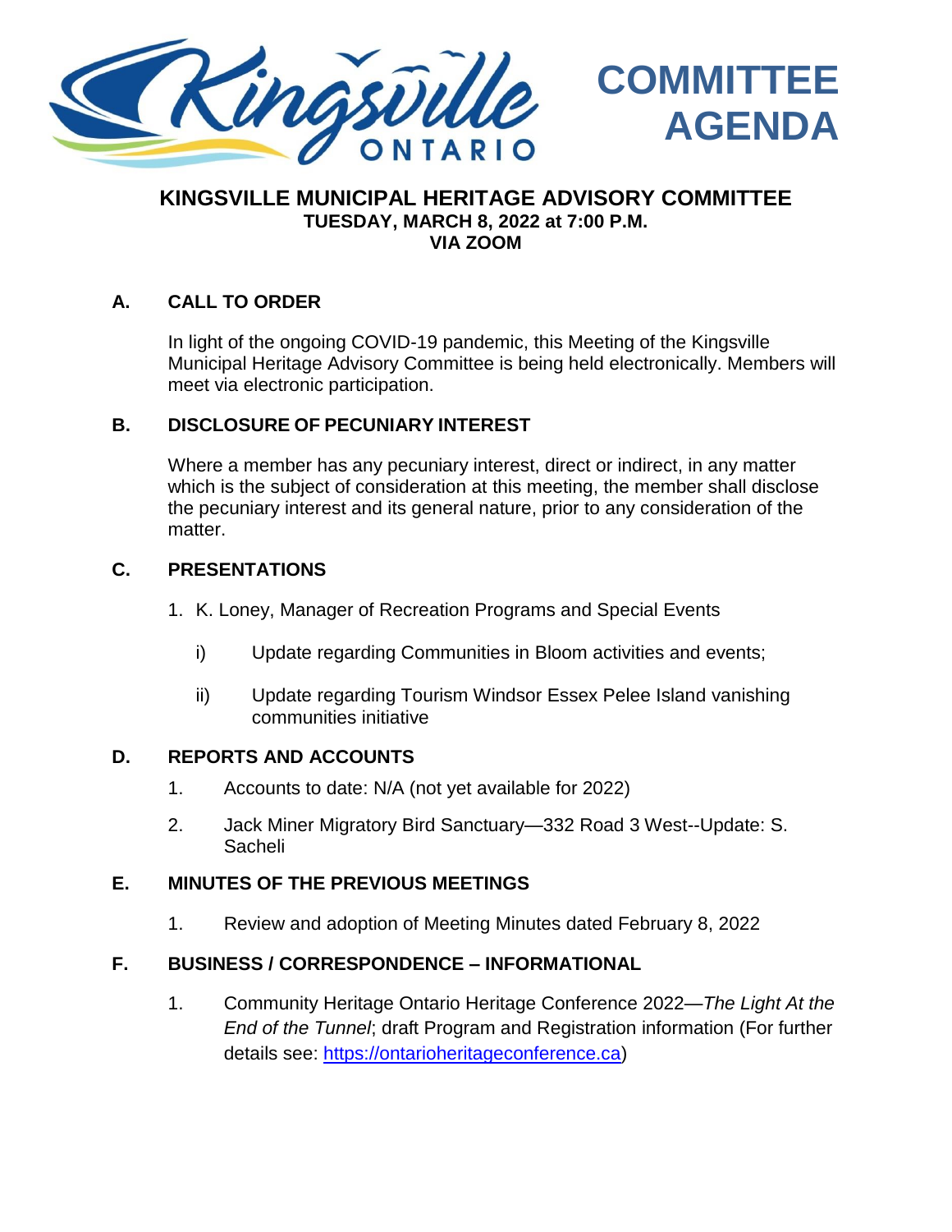Kingsville ONTARIO

# COMMITTEE AGENDA

## KINGSVILLE MUNICIPAL HERITAGE ADVISORY COMMITTEE

**TUESDAY, MARCH 8, 2022 at 7:00 P.M.**
**VIA ZOOM**

### A. CALL TO ORDER

In light of the ongoing COVID-19 pandemic, this Meeting of the Kingsville Municipal Heritage Advisory Committee is being held electronically. Members will meet via electronic participation.

### B. DISCLOSURE OF PECUNIARY INTEREST

Where a member has any pecuniary interest, direct or indirect, in any matter which is the subject of consideration at this meeting, the member shall disclose the pecuniary interest and its general nature, prior to any consideration of the matter.

### C. PRESENTATIONS

1. K. Loney, Manager of Recreation Programs and Special Events
   i) Update regarding Communities in Bloom activities and events;
   ii) Update regarding Tourism Windsor Essex Pelee Island vanishing communities initiative

### D. REPORTS AND ACCOUNTS

1. Accounts to date: N/A (not yet available for 2022)
2. Jack Miner Migratory Bird Sanctuary—332 Road 3 West--Update: S. Sacheli

### E. MINUTES OF THE PREVIOUS MEETINGS

1. Review and adoption of Meeting Minutes dated February 8, 2022

### F. BUSINESS / CORRESPONDENCE – INFORMATIONAL

1. Community Heritage Ontario Heritage Conference 2022—*The Light At the End of the Tunnel*; draft Program and Registration information (For further details see: https://ontarioheritageconference.ca)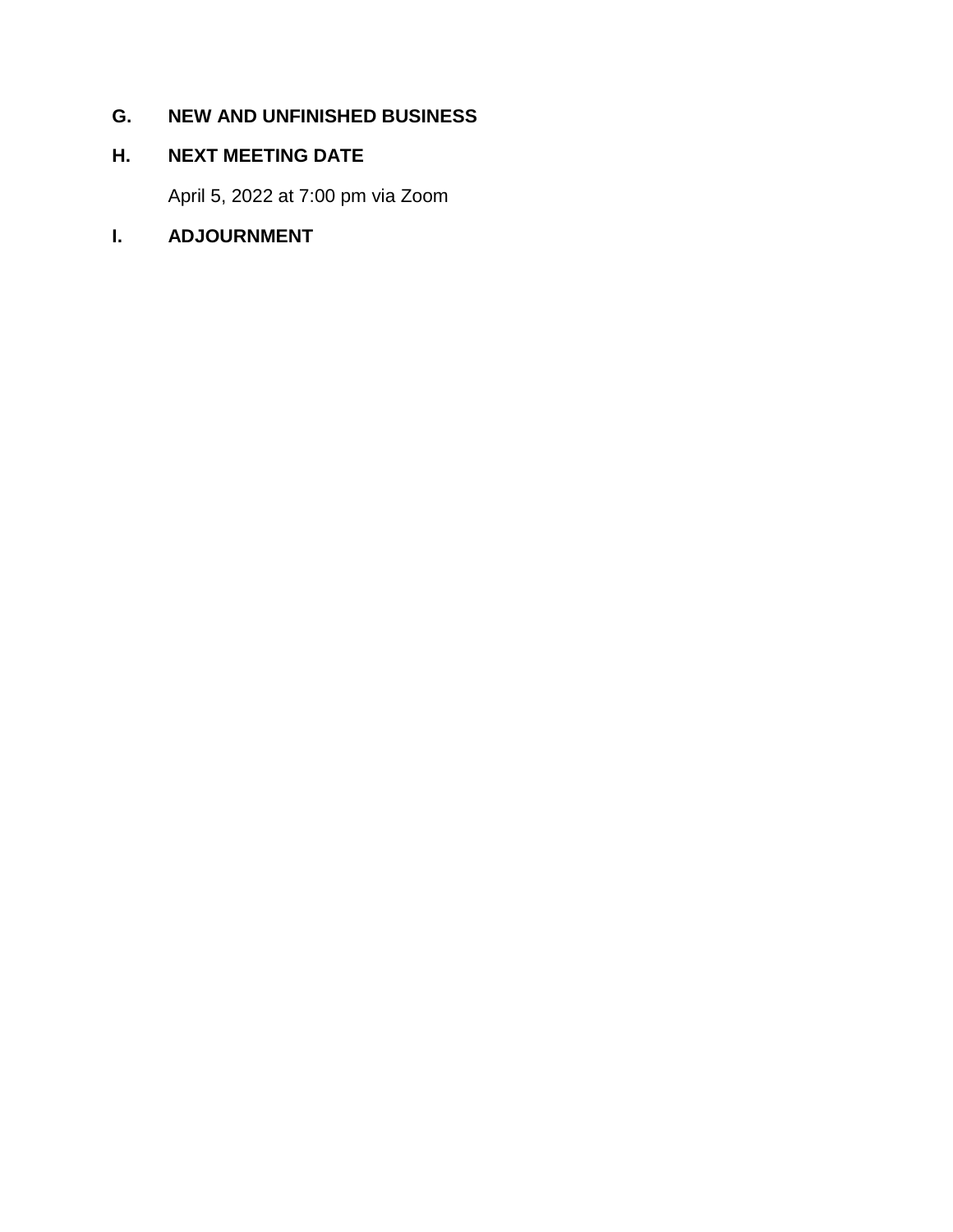## G. NEW AND UNFINISHED BUSINESS

## H. NEXT MEETING DATE

April 5, 2022 at 7:00 pm via Zoom

## I. ADJOURNMENT